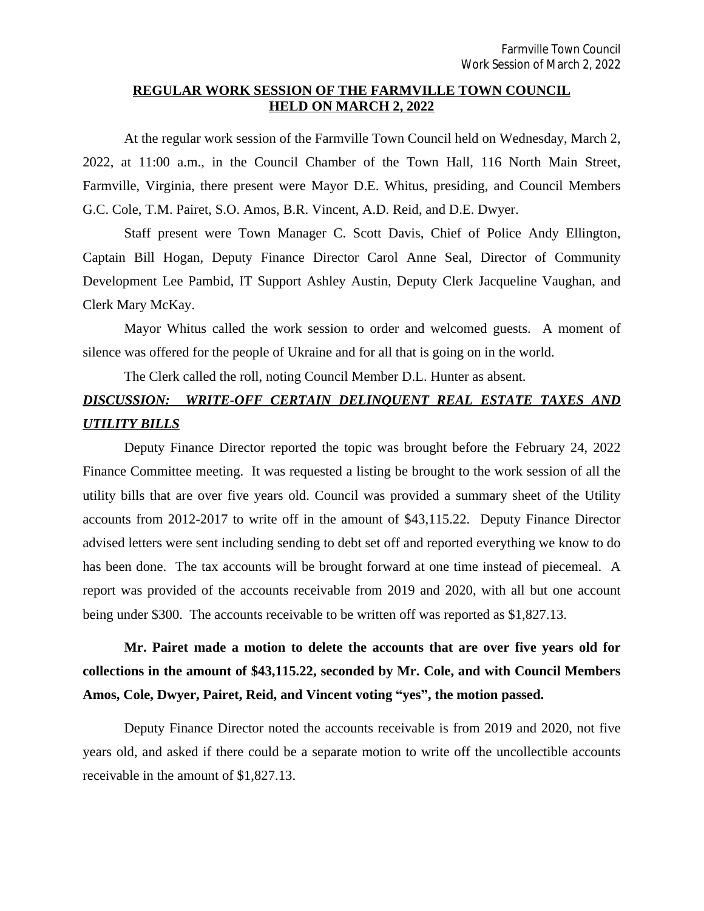# REGULAR WORK SESSION OF THE FARMVILLE TOWN COUNCIL HELD ON MARCH 2, 2022

At the regular work session of the Farmville Town Council held on Wednesday, March 2, 2022, at 11:00 a.m., in the Council Chamber of the Town Hall, 116 North Main Street, Farmville, Virginia, there present were Mayor D.E. Whitus, presiding, and Council Members G.C. Cole, T.M. Pairet, S.O. Amos, B.R. Vincent, A.D. Reid, and D.E. Dwyer.

Staff present were Town Manager C. Scott Davis, Chief of Police Andy Ellington, Captain Bill Hogan, Deputy Finance Director Carol Anne Seal, Director of Community Development Lee Pambid, IT Support Ashley Austin, Deputy Clerk Jacqueline Vaughan, and Clerk Mary McKay.

Mayor Whitus called the work session to order and welcomed guests. A moment of silence was offered for the people of Ukraine and for all that is going on in the world.

The Clerk called the roll, noting Council Member D.L. Hunter as absent.

***DISCUSSION: WRITE-OFF CERTAIN DELINQUENT REAL ESTATE TAXES AND UTILITY BILLS***

Deputy Finance Director reported the topic was brought before the February 24, 2022 Finance Committee meeting. It was requested a listing be brought to the work session of all the utility bills that are over five years old. Council was provided a summary sheet of the Utility accounts from 2012-2017 to write off in the amount of $43,115.22. Deputy Finance Director advised letters were sent including sending to debt set off and reported everything we know to do has been done. The tax accounts will be brought forward at one time instead of piecemeal. A report was provided of the accounts receivable from 2019 and 2020, with all but one account being under $300. The accounts receivable to be written off was reported as $1,827.13.

**Mr. Pairet made a motion to delete the accounts that are over five years old for collections in the amount of $43,115.22, seconded by Mr. Cole, and with Council Members Amos, Cole, Dwyer, Pairet, Reid, and Vincent voting "yes", the motion passed.**

Deputy Finance Director noted the accounts receivable is from 2019 and 2020, not five years old, and asked if there could be a separate motion to write off the uncollectible accounts receivable in the amount of $1,827.13.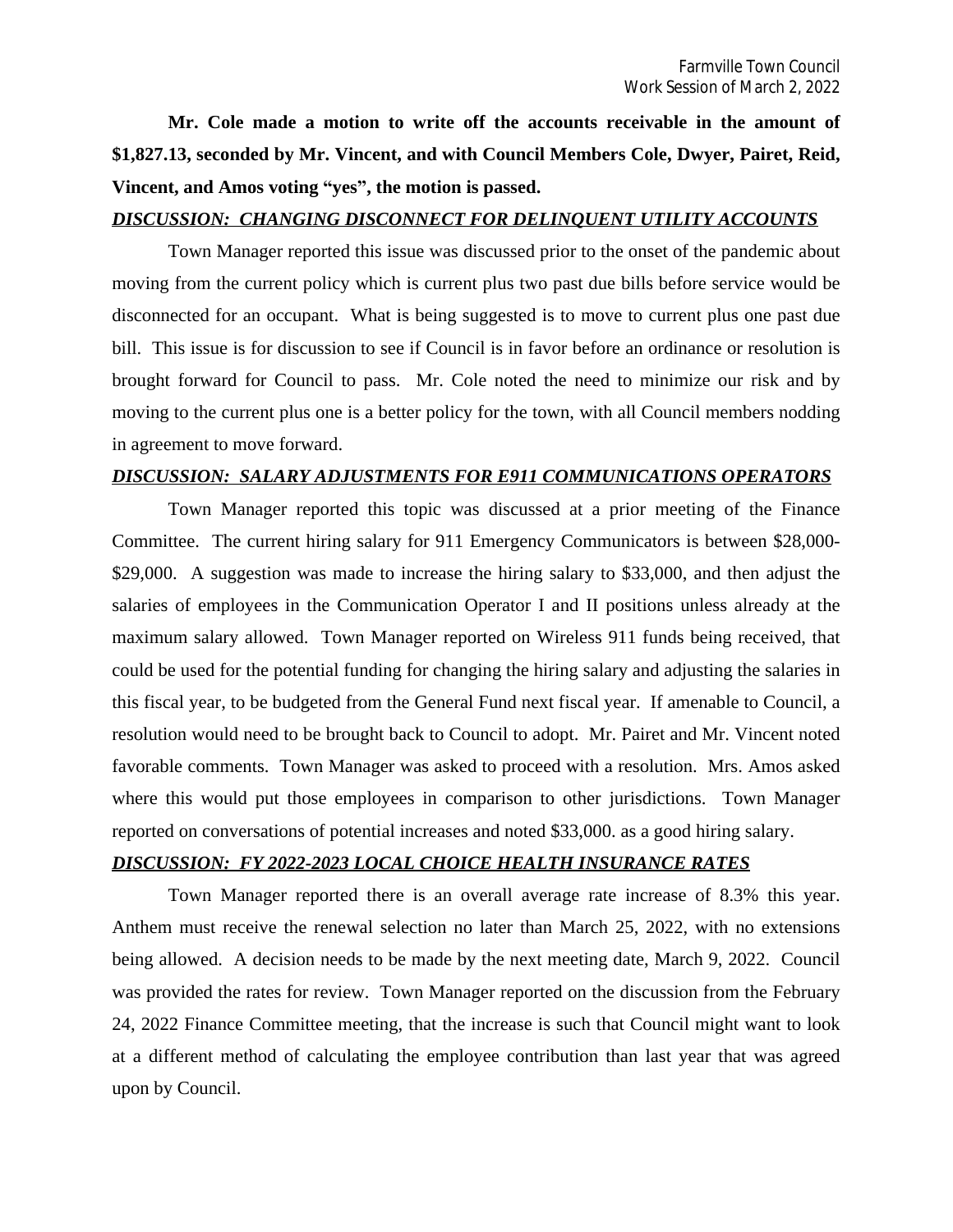**Mr. Cole made a motion to write off the accounts receivable in the amount of $1,827.13, seconded by Mr. Vincent, and with Council Members Cole, Dwyer, Pairet, Reid, Vincent, and Amos voting "yes", the motion is passed.**

***DISCUSSION: CHANGING DISCONNECT FOR DELINQUENT UTILITY ACCOUNTS***

Town Manager reported this issue was discussed prior to the onset of the pandemic about moving from the current policy which is current plus two past due bills before service would be disconnected for an occupant. What is being suggested is to move to current plus one past due bill. This issue is for discussion to see if Council is in favor before an ordinance or resolution is brought forward for Council to pass. Mr. Cole noted the need to minimize our risk and by moving to the current plus one is a better policy for the town, with all Council members nodding in agreement to move forward.

***DISCUSSION: SALARY ADJUSTMENTS FOR E911 COMMUNICATIONS OPERATORS***

Town Manager reported this topic was discussed at a prior meeting of the Finance Committee. The current hiring salary for 911 Emergency Communicators is between $28,000-$29,000. A suggestion was made to increase the hiring salary to $33,000, and then adjust the salaries of employees in the Communication Operator I and II positions unless already at the maximum salary allowed. Town Manager reported on Wireless 911 funds being received, that could be used for the potential funding for changing the hiring salary and adjusting the salaries in this fiscal year, to be budgeted from the General Fund next fiscal year. If amenable to Council, a resolution would need to be brought back to Council to adopt. Mr. Pairet and Mr. Vincent noted favorable comments. Town Manager was asked to proceed with a resolution. Mrs. Amos asked where this would put those employees in comparison to other jurisdictions. Town Manager reported on conversations of potential increases and noted $33,000. as a good hiring salary.

***DISCUSSION: FY 2022-2023 LOCAL CHOICE HEALTH INSURANCE RATES***

Town Manager reported there is an overall average rate increase of 8.3% this year. Anthem must receive the renewal selection no later than March 25, 2022, with no extensions being allowed. A decision needs to be made by the next meeting date, March 9, 2022. Council was provided the rates for review. Town Manager reported on the discussion from the February 24, 2022 Finance Committee meeting, that the increase is such that Council might want to look at a different method of calculating the employee contribution than last year that was agreed upon by Council.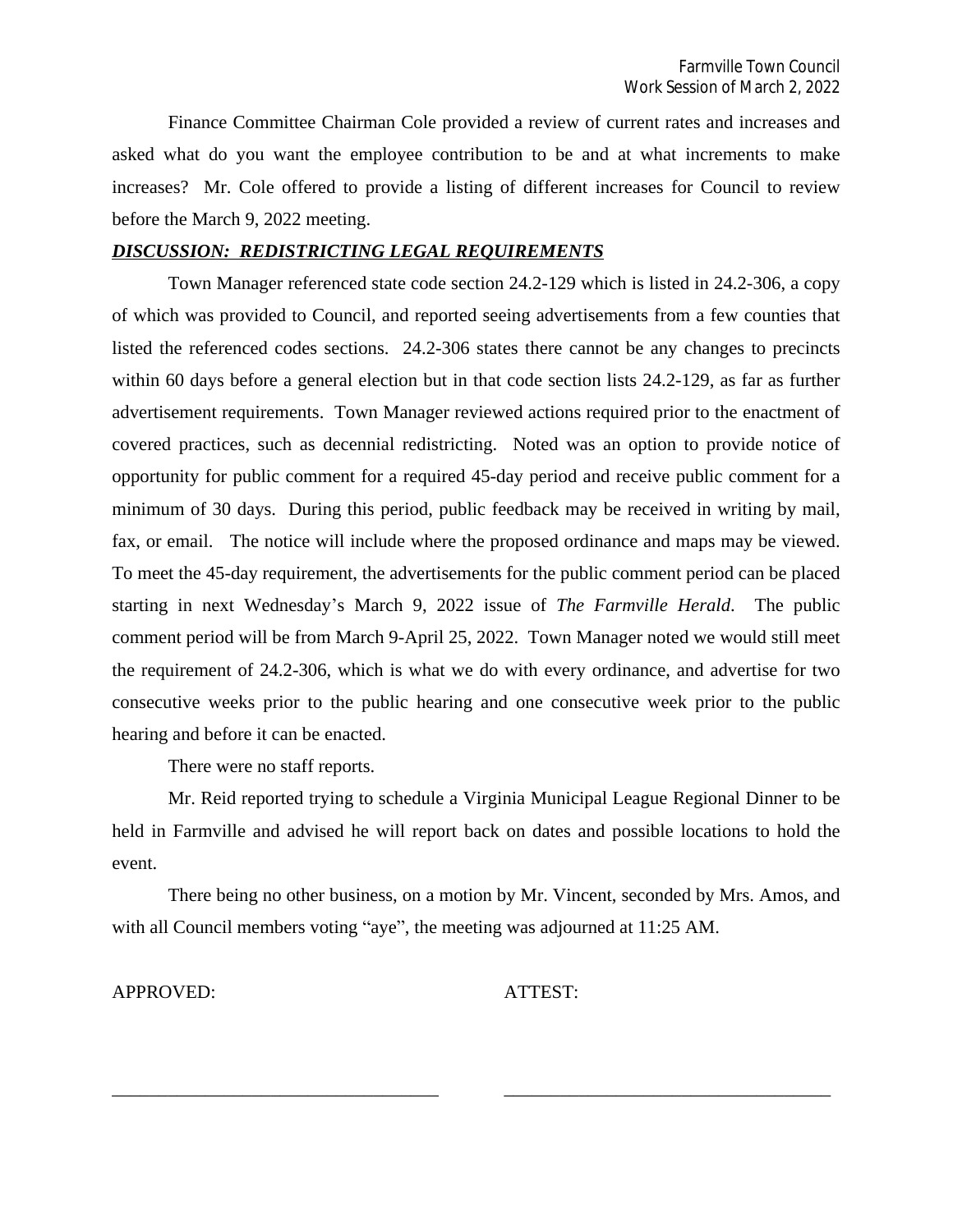Finance Committee Chairman Cole provided a review of current rates and increases and asked what do you want the employee contribution to be and at what increments to make increases? Mr. Cole offered to provide a listing of different increases for Council to review before the March 9, 2022 meeting.

***DISCUSSION: REDISTRICTING LEGAL REQUIREMENTS***

Town Manager referenced state code section 24.2-129 which is listed in 24.2-306, a copy of which was provided to Council, and reported seeing advertisements from a few counties that listed the referenced codes sections. 24.2-306 states there cannot be any changes to precincts within 60 days before a general election but in that code section lists 24.2-129, as far as further advertisement requirements. Town Manager reviewed actions required prior to the enactment of covered practices, such as decennial redistricting. Noted was an option to provide notice of opportunity for public comment for a required 45-day period and receive public comment for a minimum of 30 days. During this period, public feedback may be received in writing by mail, fax, or email. The notice will include where the proposed ordinance and maps may be viewed. To meet the 45-day requirement, the advertisements for the public comment period can be placed starting in next Wednesday's March 9, 2022 issue of *The Farmville Herald*. The public comment period will be from March 9-April 25, 2022. Town Manager noted we would still meet the requirement of 24.2-306, which is what we do with every ordinance, and advertise for two consecutive weeks prior to the public hearing and one consecutive week prior to the public hearing and before it can be enacted.

There were no staff reports.

Mr. Reid reported trying to schedule a Virginia Municipal League Regional Dinner to be held in Farmville and advised he will report back on dates and possible locations to hold the event.

There being no other business, on a motion by Mr. Vincent, seconded by Mrs. Amos, and with all Council members voting "aye", the meeting was adjourned at 11:25 AM.

APPROVED: ATTEST:

\_\_\_\_\_\_\_\_\_\_\_\_\_\_\_\_\_\_\_\_\_\_\_\_\_\_\_\_\_\_\_\_\_\_\_ \_\_\_\_\_\_\_\_\_\_\_\_\_\_\_\_\_\_\_\_\_\_\_\_\_\_\_\_\_\_\_\_\_\_\_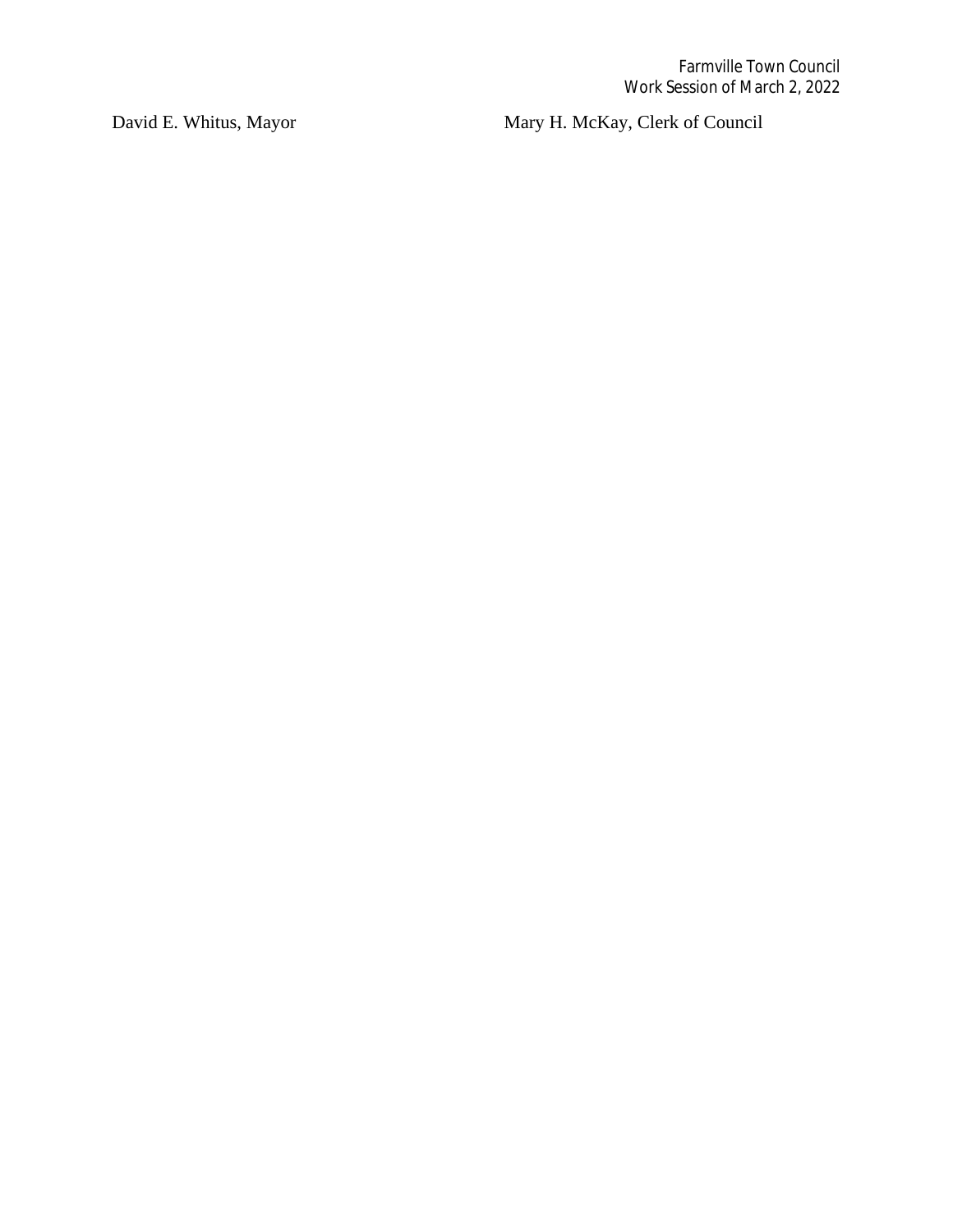David E. Whitus, Mayor

Mary H. McKay, Clerk of Council